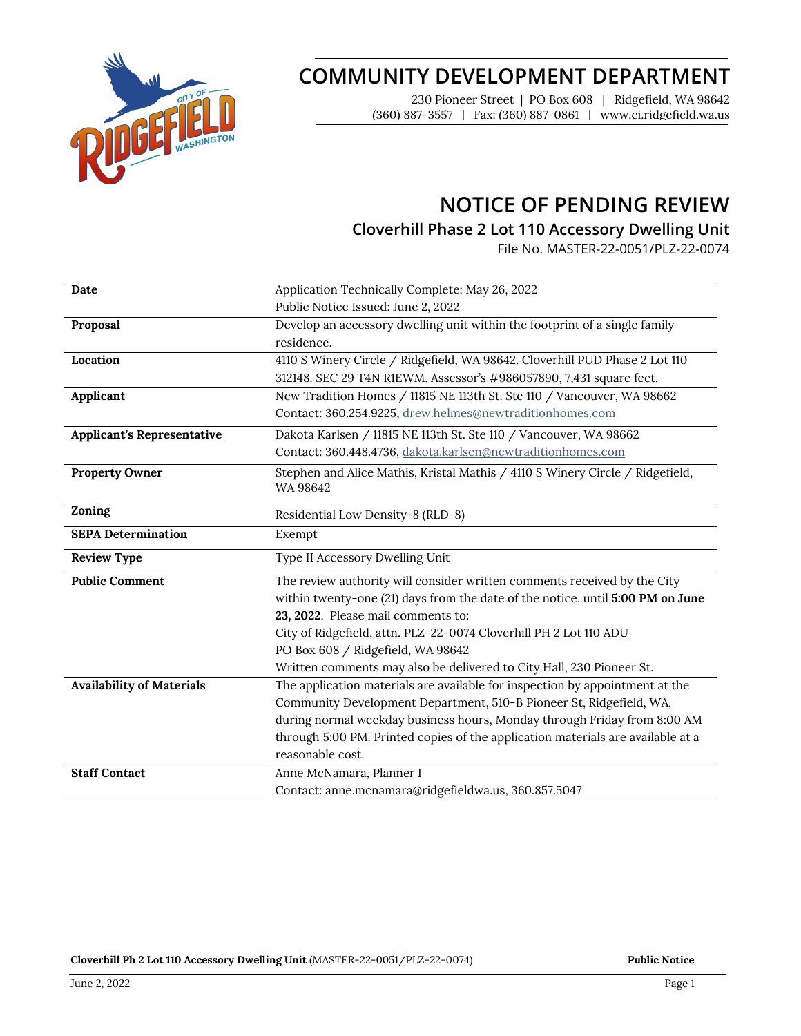# COMMUNITY DEVELOPMENT DEPARTMENT

230 Pioneer Street | PO Box 608 | Ridgefield, WA 98642
(360) 887-3557 | Fax: (360) 887-0861 | www.ci.ridgefield.wa.us

# NOTICE OF PENDING REVIEW

## Cloverhill Phase 2 Lot 110 Accessory Dwelling Unit

File No. MASTER-22-0051/PLZ-22-0074

| | |
|---|---|
| **Date** | Application Technically Complete: May 26, 2022<br>Public Notice Issued: June 2, 2022 |
| **Proposal** | Develop an accessory dwelling unit within the footprint of a single family residence. |
| **Location** | 4110 S Winery Circle / Ridgefield, WA 98642. Cloverhill PUD Phase 2 Lot 110 312148. SEC 29 T4N R1EWM. Assessor's #986057890, 7,431 square feet. |
| **Applicant** | New Tradition Homes / 11815 NE 113th St. Ste 110 / Vancouver, WA 98662<br>Contact: 360.254.9225, drew.helmes@newtraditionhomes.com |
| **Applicant's Representative** | Dakota Karlsen / 11815 NE 113th St. Ste 110 / Vancouver, WA 98662<br>Contact: 360.448.4736, dakota.karlsen@newtraditionhomes.com |
| **Property Owner** | Stephen and Alice Mathis, Kristal Mathis / 4110 S Winery Circle / Ridgefield, WA 98642 |
| **Zoning** | Residential Low Density-8 (RLD-8) |
| **SEPA Determination** | Exempt |
| **Review Type** | Type II Accessory Dwelling Unit |
| **Public Comment** | The review authority will consider written comments received by the City within twenty-one (21) days from the date of the notice, until **5:00 PM on June 23, 2022**. Please mail comments to:<br>City of Ridgefield, attn. PLZ-22-0074 Cloverhill PH 2 Lot 110 ADU<br>PO Box 608 / Ridgefield, WA 98642<br>Written comments may also be delivered to City Hall, 230 Pioneer St. |
| **Availability of Materials** | The application materials are available for inspection by appointment at the Community Development Department, 510-B Pioneer St, Ridgefield, WA, during normal weekday business hours, Monday through Friday from 8:00 AM through 5:00 PM. Printed copies of the application materials are available at a reasonable cost. |
| **Staff Contact** | Anne McNamara, Planner I<br>Contact: anne.mcnamara@ridgefieldwa.us, 360.857.5047 |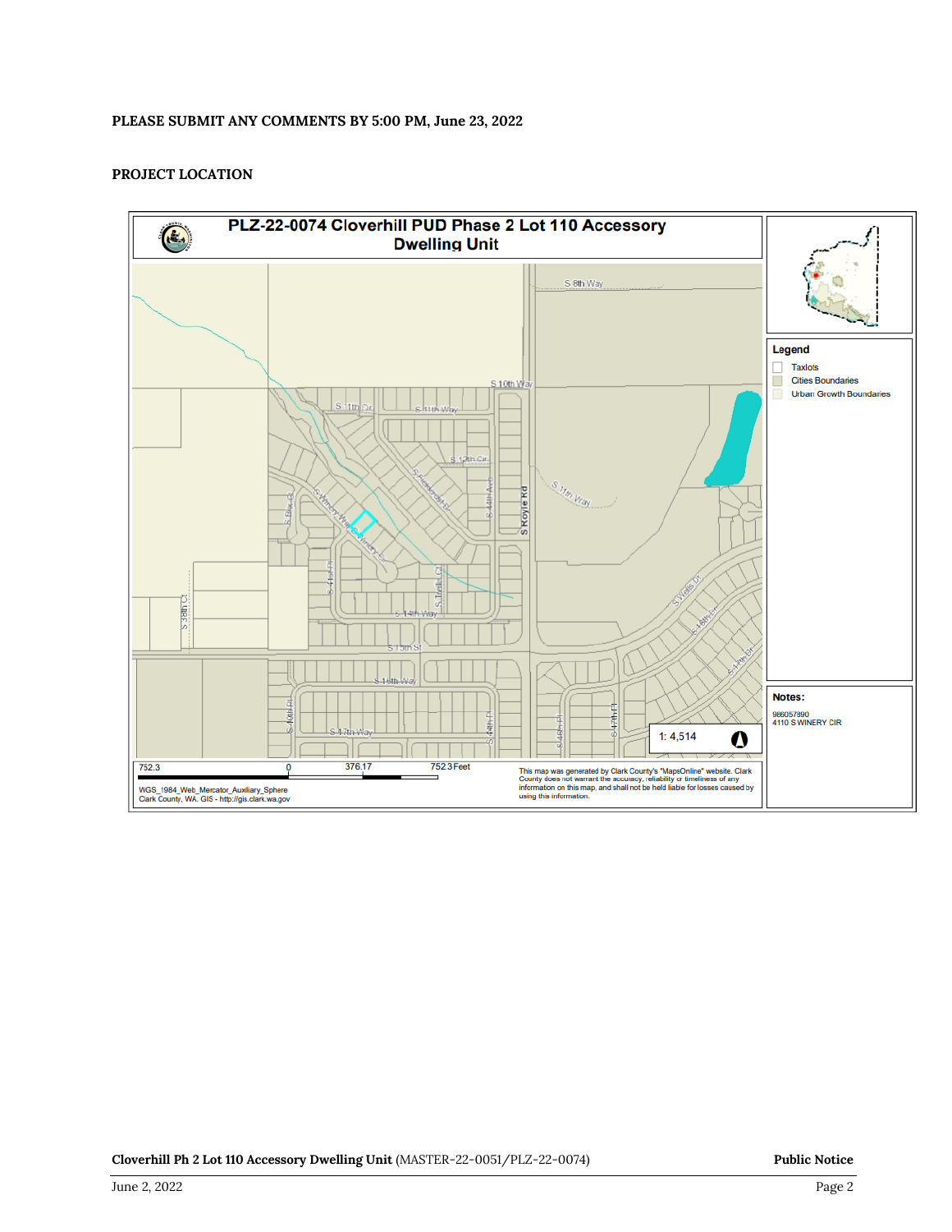**PLEASE SUBMIT ANY COMMENTS BY 5:00 PM, June 23, 2022**

**PROJECT LOCATION**

**PLZ-22-0074 Cloverhill PUD Phase 2 Lot 110 Accessory Dwelling Unit**

S 8th Way
S 10th Way
S 11th Dr
S 11th Way
S 12th Cir
S Royle Rd
S 44th Ave
S 11th Way
S Winery Way
S Winery Cir
S 41st Pl
S Wells Ct
S 14th Way
S 15th St
S 16th Way
S 17th Way
S 38th Ct
S 40th Pl
S 44th Pl
S 46th Pl
S 47th Pl
S Wells Dr
S 48th Dr
S 49th Dr

1: 4,514

752.3 0 376.17 752.3 Feet

WGS_1984_Web_Mercator_Auxiliary_Sphere
Clark County, WA. GIS - http://gis.clark.wa.gov

This map was generated by Clark County's "MapsOnline" website. Clark County does not warrant the accuracy, reliability or timeliness of any information on this map, and shall not be held liable for losses caused by using this information.

**Legend**

- Taxlots
- Cities Boundaries
- Urban Growth Boundaries

**Notes:**

986057890
4110 S WINERY CIR

**Cloverhill Ph 2 Lot 110 Accessory Dwelling Unit** (MASTER-22-0051/PLZ-22-0074) **Public Notice**

June 2, 2022